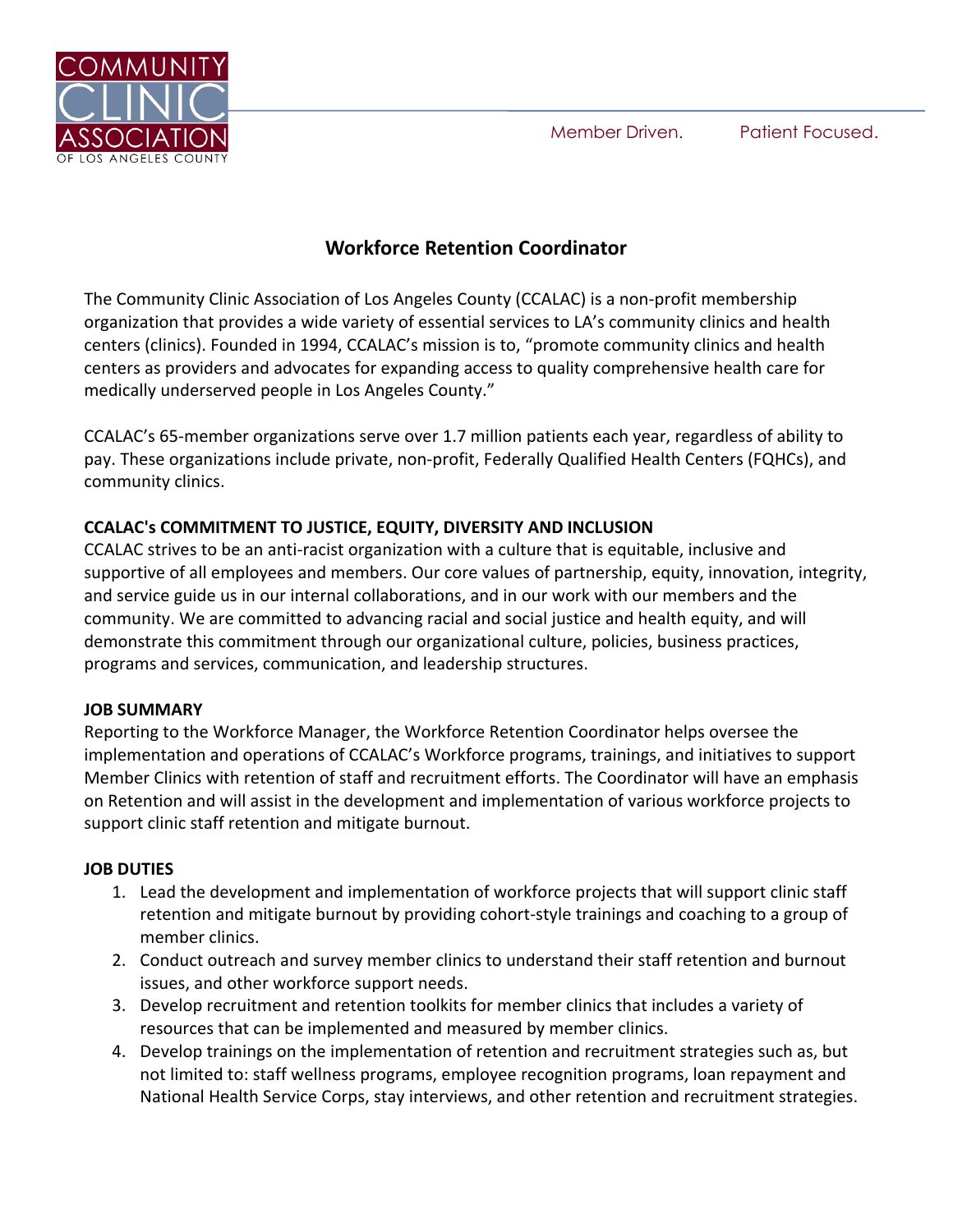# Workforce Retention Coordinator

The Community Clinic Association of Los Angeles County (CCALAC) is a non-profit membership organization that provides a wide variety of essential services to LA's community clinics and health centers (clinics). Founded in 1994, CCALAC's mission is to, "promote community clinics and health centers as providers and advocates for expanding access to quality comprehensive health care for medically underserved people in Los Angeles County."

CCALAC's 65-member organizations serve over 1.7 million patients each year, regardless of ability to pay. These organizations include private, non-profit, Federally Qualified Health Centers (FQHCs), and community clinics.

**CCALAC's COMMITMENT TO JUSTICE, EQUITY, DIVERSITY AND INCLUSION**

CCALAC strives to be an anti-racist organization with a culture that is equitable, inclusive and supportive of all employees and members. Our core values of partnership, equity, innovation, integrity, and service guide us in our internal collaborations, and in our work with our members and the community. We are committed to advancing racial and social justice and health equity, and will demonstrate this commitment through our organizational culture, policies, business practices, programs and services, communication, and leadership structures.

**JOB SUMMARY**

Reporting to the Workforce Manager, the Workforce Retention Coordinator helps oversee the implementation and operations of CCALAC's Workforce programs, trainings, and initiatives to support Member Clinics with retention of staff and recruitment efforts. The Coordinator will have an emphasis on Retention and will assist in the development and implementation of various workforce projects to support clinic staff retention and mitigate burnout.

**JOB DUTIES**

1. Lead the development and implementation of workforce projects that will support clinic staff retention and mitigate burnout by providing cohort-style trainings and coaching to a group of member clinics.
2. Conduct outreach and survey member clinics to understand their staff retention and burnout issues, and other workforce support needs.
3. Develop recruitment and retention toolkits for member clinics that includes a variety of resources that can be implemented and measured by member clinics.
4. Develop trainings on the implementation of retention and recruitment strategies such as, but not limited to: staff wellness programs, employee recognition programs, loan repayment and National Health Service Corps, stay interviews, and other retention and recruitment strategies.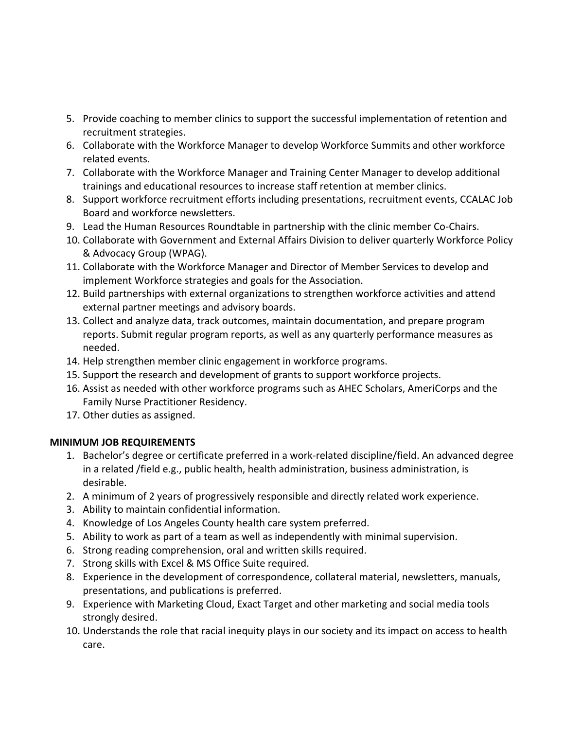5. Provide coaching to member clinics to support the successful implementation of retention and recruitment strategies.
6. Collaborate with the Workforce Manager to develop Workforce Summits and other workforce related events.
7. Collaborate with the Workforce Manager and Training Center Manager to develop additional trainings and educational resources to increase staff retention at member clinics.
8. Support workforce recruitment efforts including presentations, recruitment events, CCALAC Job Board and workforce newsletters.
9. Lead the Human Resources Roundtable in partnership with the clinic member Co-Chairs.
10. Collaborate with Government and External Affairs Division to deliver quarterly Workforce Policy & Advocacy Group (WPAG).
11. Collaborate with the Workforce Manager and Director of Member Services to develop and implement Workforce strategies and goals for the Association.
12. Build partnerships with external organizations to strengthen workforce activities and attend external partner meetings and advisory boards.
13. Collect and analyze data, track outcomes, maintain documentation, and prepare program reports. Submit regular program reports, as well as any quarterly performance measures as needed.
14. Help strengthen member clinic engagement in workforce programs.
15. Support the research and development of grants to support workforce projects.
16. Assist as needed with other workforce programs such as AHEC Scholars, AmeriCorps and the Family Nurse Practitioner Residency.
17. Other duties as assigned.

**MINIMUM JOB REQUIREMENTS**

1. Bachelor's degree or certificate preferred in a work-related discipline/field. An advanced degree in a related /field e.g., public health, health administration, business administration, is desirable.
2. A minimum of 2 years of progressively responsible and directly related work experience.
3. Ability to maintain confidential information.
4. Knowledge of Los Angeles County health care system preferred.
5. Ability to work as part of a team as well as independently with minimal supervision.
6. Strong reading comprehension, oral and written skills required.
7. Strong skills with Excel & MS Office Suite required.
8. Experience in the development of correspondence, collateral material, newsletters, manuals, presentations, and publications is preferred.
9. Experience with Marketing Cloud, Exact Target and other marketing and social media tools strongly desired.
10. Understands the role that racial inequity plays in our society and its impact on access to health care.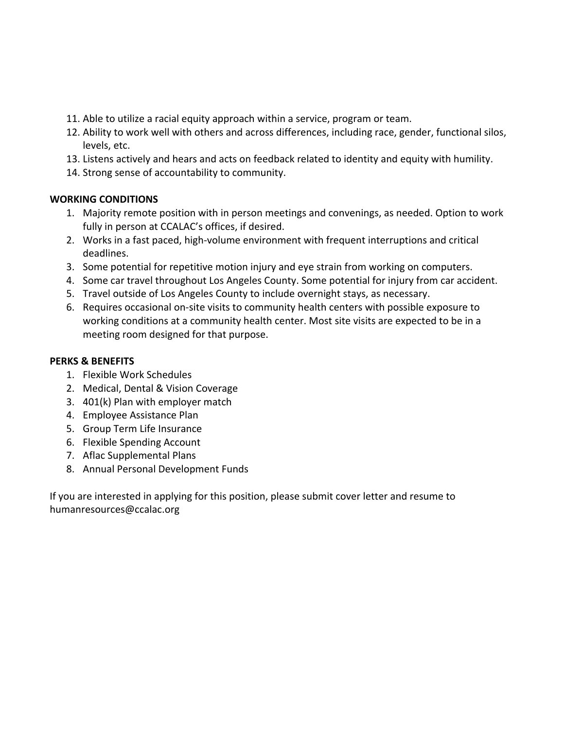11. Able to utilize a racial equity approach within a service, program or team.
12. Ability to work well with others and across differences, including race, gender, functional silos, levels, etc.
13. Listens actively and hears and acts on feedback related to identity and equity with humility.
14. Strong sense of accountability to community.

**WORKING CONDITIONS**

1. Majority remote position with in person meetings and convenings, as needed. Option to work fully in person at CCALAC's offices, if desired.
2. Works in a fast paced, high-volume environment with frequent interruptions and critical deadlines.
3. Some potential for repetitive motion injury and eye strain from working on computers.
4. Some car travel throughout Los Angeles County. Some potential for injury from car accident.
5. Travel outside of Los Angeles County to include overnight stays, as necessary.
6. Requires occasional on-site visits to community health centers with possible exposure to working conditions at a community health center. Most site visits are expected to be in a meeting room designed for that purpose.

**PERKS & BENEFITS**

1. Flexible Work Schedules
2. Medical, Dental & Vision Coverage
3. 401(k) Plan with employer match
4. Employee Assistance Plan
5. Group Term Life Insurance
6. Flexible Spending Account
7. Aflac Supplemental Plans
8. Annual Personal Development Funds

If you are interested in applying for this position, please submit cover letter and resume to humanresources@ccalac.org